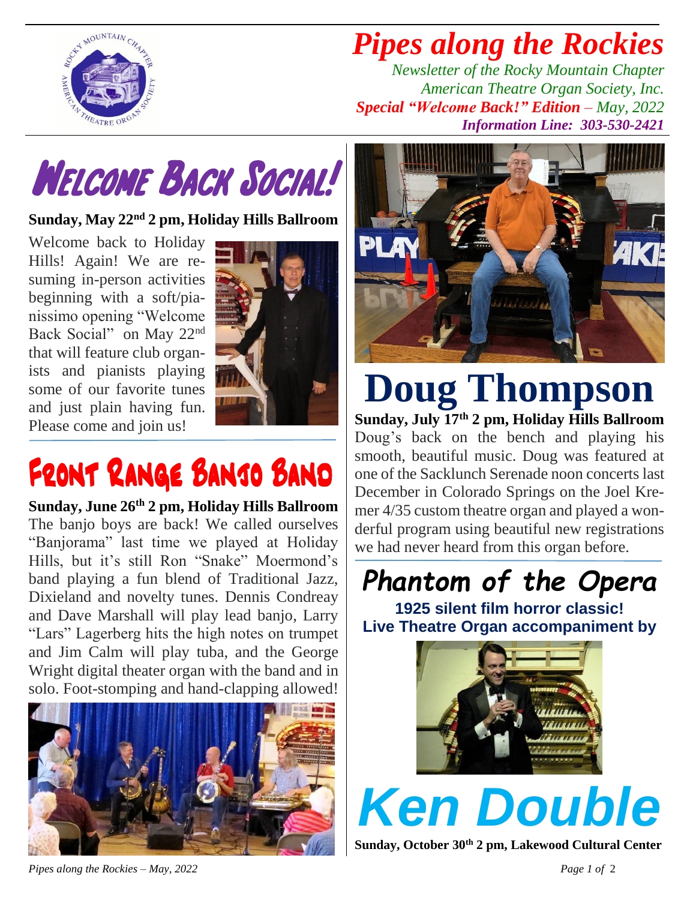# Pipes along the Rockies

*Newsletter of the Rocky Mountain Chapter*
*American Theatre Organ Society, Inc.*
*Special "Welcome Back!" Edition – May, 2022*
*Information Line: 303-530-2421*

## Welcome Back Social!

**Sunday, May 22nd 2 pm, Holiday Hills Ballroom**

Welcome back to Holiday Hills! Again! We are resuming in-person activities beginning with a soft/pianissimo opening "Welcome Back Social" on May 22nd that will feature club organists and pianists playing some of our favorite tunes and just plain having fun. Please come and join us!

## Front Range Banjo Band

**Sunday, June 26th 2 pm, Holiday Hills Ballroom**

The banjo boys are back! We called ourselves "Banjorama" last time we played at Holiday Hills, but it's still Ron "Snake" Moermond's band playing a fun blend of Traditional Jazz, Dixieland and novelty tunes. Dennis Condreay and Dave Marshall will play lead banjo, Larry "Lars" Lagerberg hits the high notes on trumpet and Jim Calm will play tuba, and the George Wright digital theater organ with the band and in solo. Foot-stomping and hand-clapping allowed!

## Doug Thompson

**Sunday, July 17th 2 pm, Holiday Hills Ballroom**

Doug's back on the bench and playing his smooth, beautiful music. Doug was featured at one of the Sacklunch Serenade noon concerts last December in Colorado Springs on the Joel Kremer 4/35 custom theatre organ and played a wonderful program using beautiful new registrations we had never heard from this organ before.

## Phantom of the Opera

**1925 silent film horror classic!**
**Live Theatre Organ accompaniment by**

# Ken Double

**Sunday, October 30th 2 pm, Lakewood Cultural Center**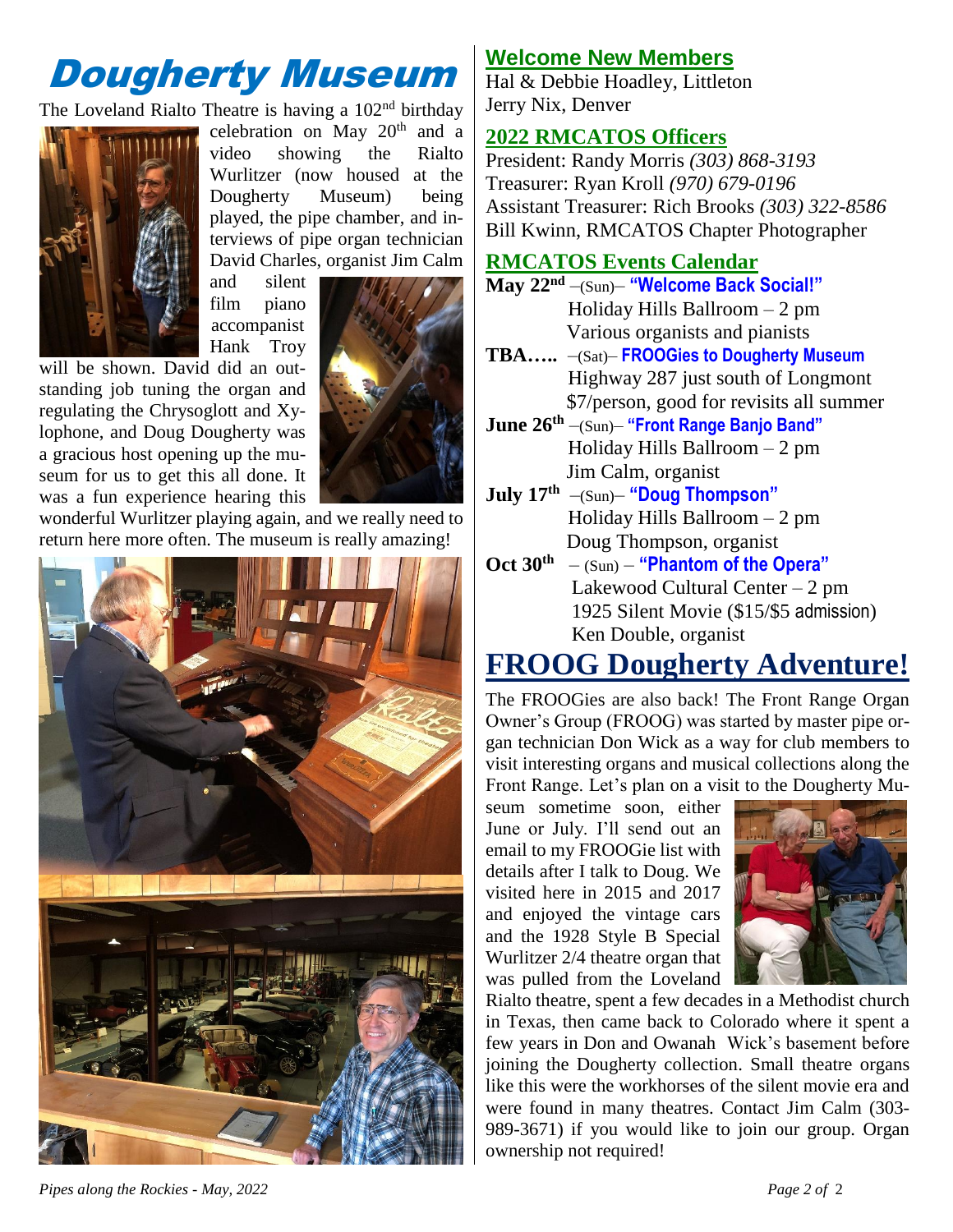# Dougherty Museum

The Loveland Rialto Theatre is having a 102nd birthday celebration on May 20th and a video showing the Rialto Wurlitzer (now housed at the Dougherty Museum) being played, the pipe chamber, and interviews of pipe organ technician David Charles, organist Jim Calm and silent film piano accompanist Hank Troy will be shown. David did an outstanding job tuning the organ and regulating the Chrysoglott and Xylophone, and Doug Dougherty was a gracious host opening up the museum for us to get this all done. It was a fun experience hearing this wonderful Wurlitzer playing again, and we really need to return here more often. The museum is really amazing!

## Welcome New Members

Hal & Debbie Hoadley, Littleton
Jerry Nix, Denver

## 2022 RMCATOS Officers

President: Randy Morris *(303) 868-3193*
Treasurer: Ryan Kroll *(970) 679-0196*
Assistant Treasurer: Rich Brooks *(303) 322-8586*
Bill Kwinn, RMCATOS Chapter Photographer

## RMCATOS Events Calendar

**May 22nd** –(Sun)– **"Welcome Back Social!"**
Holiday Hills Ballroom – 2 pm
Various organists and pianists

**TBA…..** –(Sat)– **FROOGies to Dougherty Museum**
Highway 287 just south of Longmont
$7/person, good for revisits all summer

**June 26th** –(Sun)– **"Front Range Banjo Band"**
Holiday Hills Ballroom – 2 pm
Jim Calm, organist

**July 17th** –(Sun)– **"Doug Thompson"**
Holiday Hills Ballroom – 2 pm
Doug Thompson, organist

**Oct 30th** – (Sun) – **"Phantom of the Opera"**
Lakewood Cultural Center – 2 pm
1925 Silent Movie ($15/$5 admission)
Ken Double, organist

# FROOG Dougherty Adventure!

The FROOGies are also back! The Front Range Organ Owner's Group (FROOG) was started by master pipe organ technician Don Wick as a way for club members to visit interesting organs and musical collections along the Front Range. Let's plan on a visit to the Dougherty Museum sometime soon, either June or July. I'll send out an email to my FROOGie list with details after I talk to Doug. We visited here in 2015 and 2017 and enjoyed the vintage cars and the 1928 Style B Special Wurlitzer 2/4 theatre organ that was pulled from the Loveland Rialto theatre, spent a few decades in a Methodist church in Texas, then came back to Colorado where it spent a few years in Don and Owanah Wick's basement before joining the Dougherty collection. Small theatre organs like this were the workhorses of the silent movie era and were found in many theatres. Contact Jim Calm (303-989-3671) if you would like to join our group. Organ ownership not required!